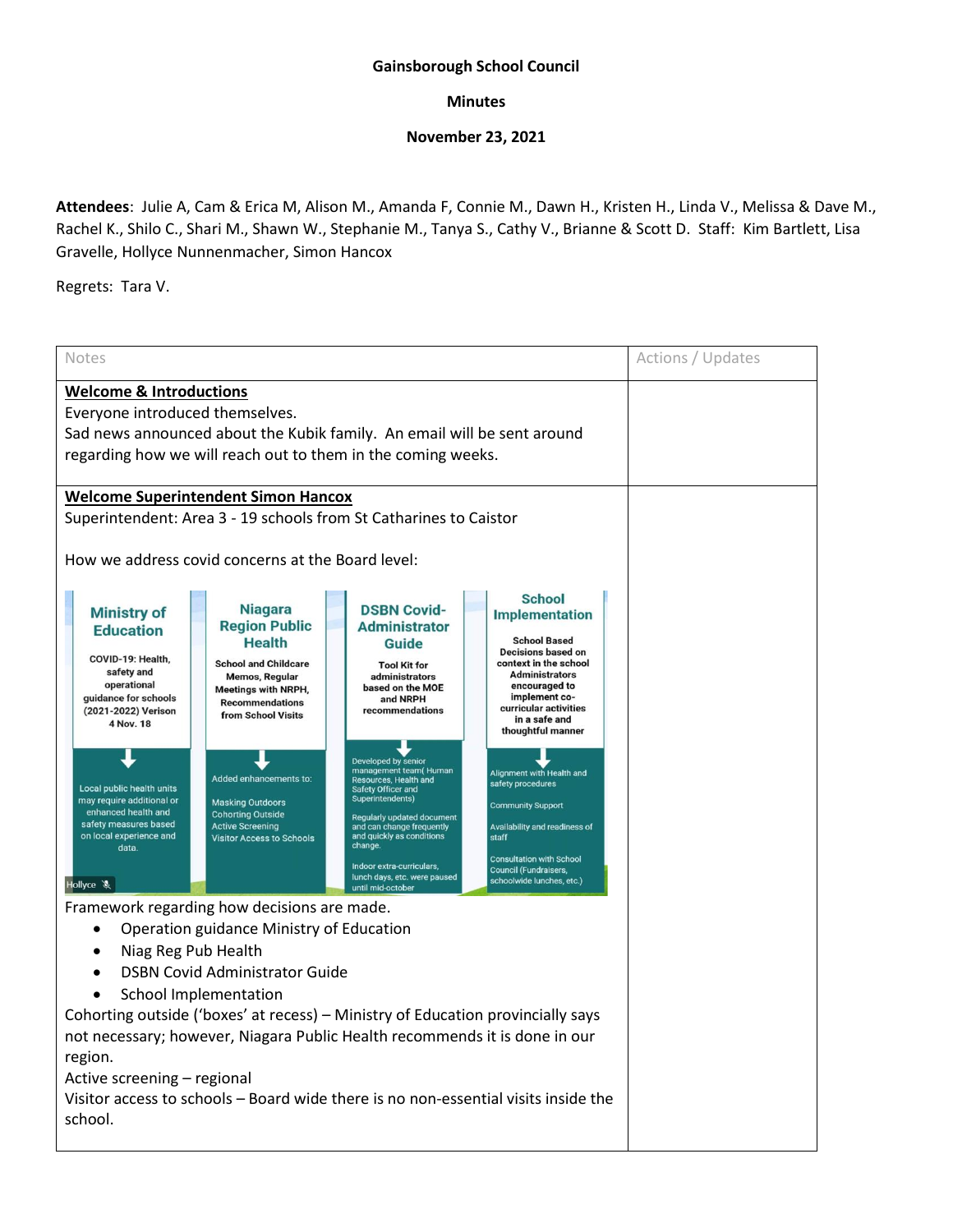**Gainsborough School Council**

**Minutes**

**November 23, 2021**

**Attendees**: Julie A, Cam & Erica M, Alison M., Amanda F, Connie M., Dawn H., Kristen H., Linda V., Melissa & Dave M., Rachel K., Shilo C., Shari M., Shawn W., Stephanie M., Tanya S., Cathy V., Brianne & Scott D. Staff: Kim Bartlett, Lisa Gravelle, Hollyce Nunnenmacher, Simon Hancox

Regrets: Tara V.

| Notes | Actions / Updates |
| --- | --- |
| **Welcome & Introductions**<br>Everyone introduced themselves.<br>Sad news announced about the Kubik family. An email will be sent around regarding how we will reach out to them in the coming weeks. | |
| **Welcome Superintendent Simon Hancox**<br>Superintendent: Area 3 - 19 schools from St Catharines to Caistor<br><br>How we address covid concerns at the Board level:<br><br>**Ministry of Education** — COVID-19: Health, safety and operational guidance for schools (2021-2022) Verison 4 Nov. 18 → Local public health units may require additional or enhanced health and safety measures based on local experience and data.<br>**Niagara Region Public Health** — School and Childcare Memos, Regular Meetings with NRPH, Recommendations from School Visits → Added enhancements to: Masking Outdoors, Cohorting Outside, Active Screening, Visitor Access to Schools<br>**DSBN Covid-Administrator Guide** — Tool Kit for administrators based on the MOE and NRPH recommendations → Developed by senior management team( Human Resources, Health and Safety Officer and Superintendents). Regularly updated document and can change frequently and quickly as conditions change. Indoor extra-curriculars, lunch days, etc. were paused until mid-october<br>**School Implementation** — School Based Decisions based on context in the school. Administrators encouraged to implement co-curricular activities in a safe and thoughtful manner → Alignment with Health and safety procedures. Community Support. Availability and readiness of staff. Consultation with School Council (Fundraisers, schoolwide lunches, etc.)<br><br>Framework regarding how decisions are made.<br>• Operation guidance Ministry of Education<br>• Niag Reg Pub Health<br>• DSBN Covid Administrator Guide<br>• School Implementation<br>Cohorting outside ('boxes' at recess) – Ministry of Education provincially says not necessary; however, Niagara Public Health recommends it is done in our region.<br>Active screening – regional<br>Visitor access to schools – Board wide there is no non-essential visits inside the school. | |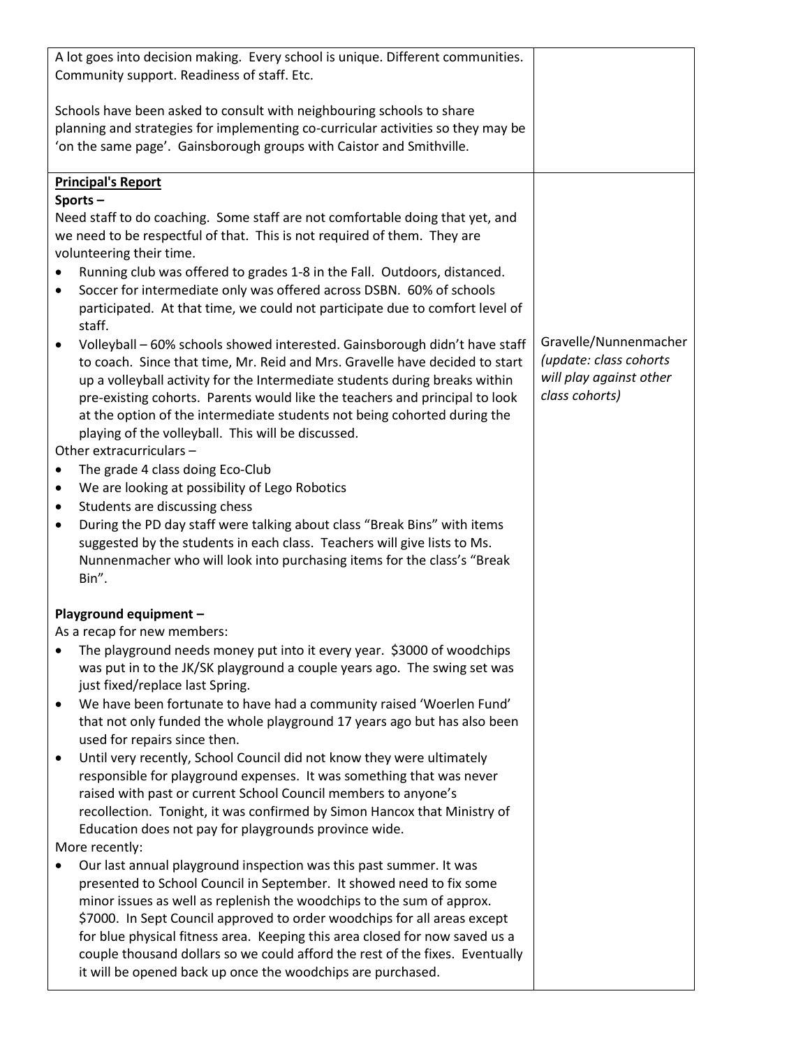| | |
|---|---|
| A lot goes into decision making. Every school is unique. Different communities. Community support. Readiness of staff. Etc.<br><br>Schools have been asked to consult with neighbouring schools to share planning and strategies for implementing co-curricular activities so they may be 'on the same page'. Gainsborough groups with Caistor and Smithville. | |
| **<u>Principal's Report</u>**<br>**Sports –**<br>Need staff to do coaching. Some staff are not comfortable doing that yet, and we need to be respectful of that. This is not required of them. They are volunteering their time.<br>• Running club was offered to grades 1-8 in the Fall. Outdoors, distanced.<br>• Soccer for intermediate only was offered across DSBN. 60% of schools participated. At that time, we could not participate due to comfort level of staff.<br>• Volleyball – 60% schools showed interested. Gainsborough didn't have staff to coach. Since that time, Mr. Reid and Mrs. Gravelle have decided to start up a volleyball activity for the Intermediate students during breaks within pre-existing cohorts. Parents would like the teachers and principal to look at the option of the intermediate students not being cohorted during the playing of the volleyball. This will be discussed.<br>Other extracurriculars –<br>• The grade 4 class doing Eco-Club<br>• We are looking at possibility of Lego Robotics<br>• Students are discussing chess<br>• During the PD day staff were talking about class "Break Bins" with items suggested by the students in each class. Teachers will give lists to Ms. Nunnenmacher who will look into purchasing items for the class's "Break Bin".<br><br>**Playground equipment –**<br>As a recap for new members:<br>• The playground needs money put into it every year. $3000 of woodchips was put in to the JK/SK playground a couple years ago. The swing set was just fixed/replace last Spring.<br>• We have been fortunate to have had a community raised 'Woerlen Fund' that not only funded the whole playground 17 years ago but has also been used for repairs since then.<br>• Until very recently, School Council did not know they were ultimately responsible for playground expenses. It was something that was never raised with past or current School Council members to anyone's recollection. Tonight, it was confirmed by Simon Hancox that Ministry of Education does not pay for playgrounds province wide.<br>More recently:<br>• Our last annual playground inspection was this past summer. It was presented to School Council in September. It showed need to fix some minor issues as well as replenish the woodchips to the sum of approx. $7000. In Sept Council approved to order woodchips for all areas except for blue physical fitness area. Keeping this area closed for now saved us a couple thousand dollars so we could afford the rest of the fixes. Eventually it will be opened back up once the woodchips are purchased. | Gravelle/Nunnenmacher<br>*(update: class cohorts will play against other class cohorts)* |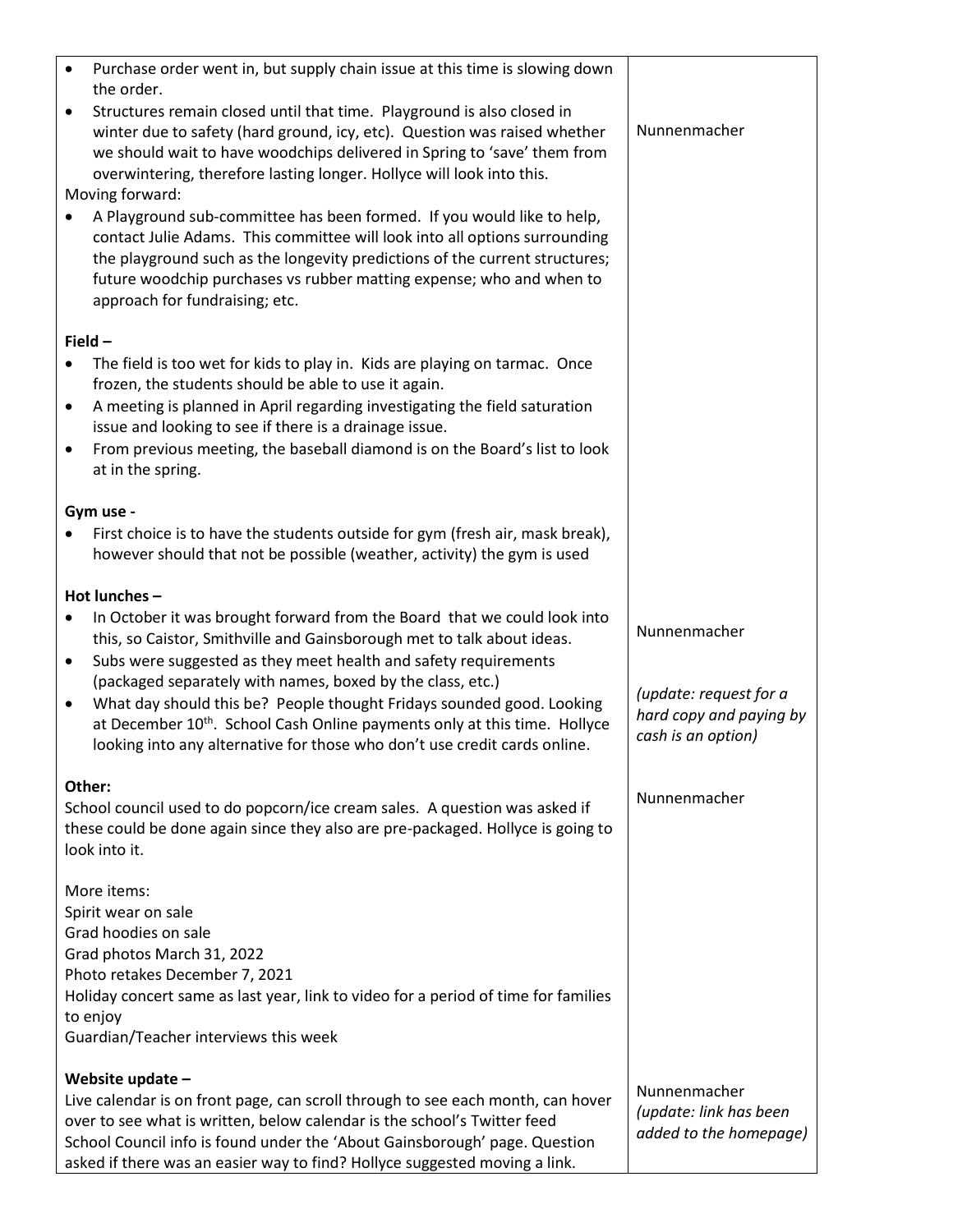| | |
|---|---|
| • Purchase order went in, but supply chain issue at this time is slowing down the order.<br>• Structures remain closed until that time. Playground is also closed in winter due to safety (hard ground, icy, etc). Question was raised whether we should wait to have woodchips delivered in Spring to 'save' them from overwintering, therefore lasting longer. Hollyce will look into this.<br>Moving forward:<br>• A Playground sub-committee has been formed. If you would like to help, contact Julie Adams. This committee will look into all options surrounding the playground such as the longevity predictions of the current structures; future woodchip purchases vs rubber matting expense; who and when to approach for fundraising; etc.<br><br>**Field –**<br>• The field is too wet for kids to play in. Kids are playing on tarmac. Once frozen, the students should be able to use it again.<br>• A meeting is planned in April regarding investigating the field saturation issue and looking to see if there is a drainage issue.<br>• From previous meeting, the baseball diamond is on the Board's list to look at in the spring.<br><br>**Gym use -**<br>• First choice is to have the students outside for gym (fresh air, mask break), however should that not be possible (weather, activity) the gym is used | Nunnenmacher |
| **Hot lunches –**<br>• In October it was brought forward from the Board that we could look into this, so Caistor, Smithville and Gainsborough met to talk about ideas.<br>• Subs were suggested as they meet health and safety requirements (packaged separately with names, boxed by the class, etc.)<br>• What day should this be? People thought Fridays sounded good. Looking at December 10th. School Cash Online payments only at this time. Hollyce looking into any alternative for those who don't use credit cards online. | Nunnenmacher<br><br>*(update: request for a hard copy and paying by cash is an option)* |
| **Other:**<br>School council used to do popcorn/ice cream sales. A question was asked if these could be done again since they also are pre-packaged. Hollyce is going to look into it.<br><br>More items:<br>Spirit wear on sale<br>Grad hoodies on sale<br>Grad photos March 31, 2022<br>Photo retakes December 7, 2021<br>Holiday concert same as last year, link to video for a period of time for families to enjoy<br>Guardian/Teacher interviews this week | Nunnenmacher |
| **Website update –**<br>Live calendar is on front page, can scroll through to see each month, can hover over to see what is written, below calendar is the school's Twitter feed<br>School Council info is found under the 'About Gainsborough' page. Question asked if there was an easier way to find? Hollyce suggested moving a link. | Nunnenmacher<br>*(update: link has been added to the homepage)* |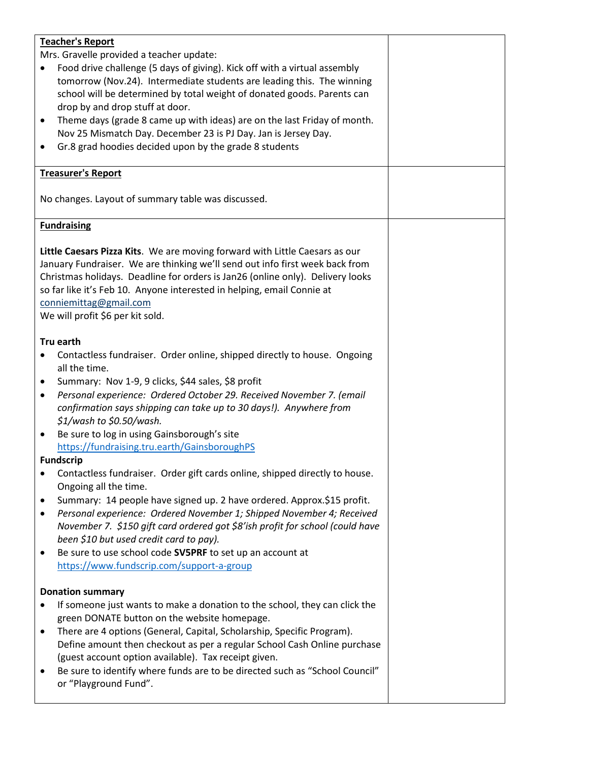| **Teacher's Report** | |
|---|---|
| Mrs. Gravelle provided a teacher update:<br>• Food drive challenge (5 days of giving). Kick off with a virtual assembly tomorrow (Nov.24). Intermediate students are leading this. The winning school will be determined by total weight of donated goods. Parents can drop by and drop stuff at door.<br>• Theme days (grade 8 came up with ideas) are on the last Friday of month. Nov 25 Mismatch Day. December 23 is PJ Day. Jan is Jersey Day.<br>• Gr.8 grad hoodies decided upon by the grade 8 students | |
| **Treasurer's Report**<br><br>No changes. Layout of summary table was discussed. | |
| **Fundraising**<br><br>**Little Caesars Pizza Kits**. We are moving forward with Little Caesars as our January Fundraiser. We are thinking we'll send out info first week back from Christmas holidays. Deadline for orders is Jan26 (online only). Delivery looks so far like it's Feb 10. Anyone interested in helping, email Connie at conniemittag@gmail.com<br>We will profit $6 per kit sold.<br><br>**Tru earth**<br>• Contactless fundraiser. Order online, shipped directly to house. Ongoing all the time.<br>• Summary: Nov 1-9, 9 clicks, $44 sales, $8 profit<br>• *Personal experience: Ordered October 29. Received November 7. (email confirmation says shipping can take up to 30 days!). Anywhere from $1/wash to $0.50/wash.*<br>• Be sure to log in using Gainsborough's site https://fundraising.tru.earth/GainsboroughPS<br>**Fundscrip**<br>• Contactless fundraiser. Order gift cards online, shipped directly to house. Ongoing all the time.<br>• Summary: 14 people have signed up. 2 have ordered. Approx.$15 profit.<br>• *Personal experience: Ordered November 1; Shipped November 4; Received November 7. $150 gift card ordered got $8'ish profit for school (could have been $10 but used credit card to pay).*<br>• Be sure to use school code **SV5PRF** to set up an account at https://www.fundscrip.com/support-a-group<br><br>**Donation summary**<br>• If someone just wants to make a donation to the school, they can click the green DONATE button on the website homepage.<br>• There are 4 options (General, Capital, Scholarship, Specific Program). Define amount then checkout as per a regular School Cash Online purchase (guest account option available). Tax receipt given.<br>• Be sure to identify where funds are to be directed such as "School Council" or "Playground Fund". | |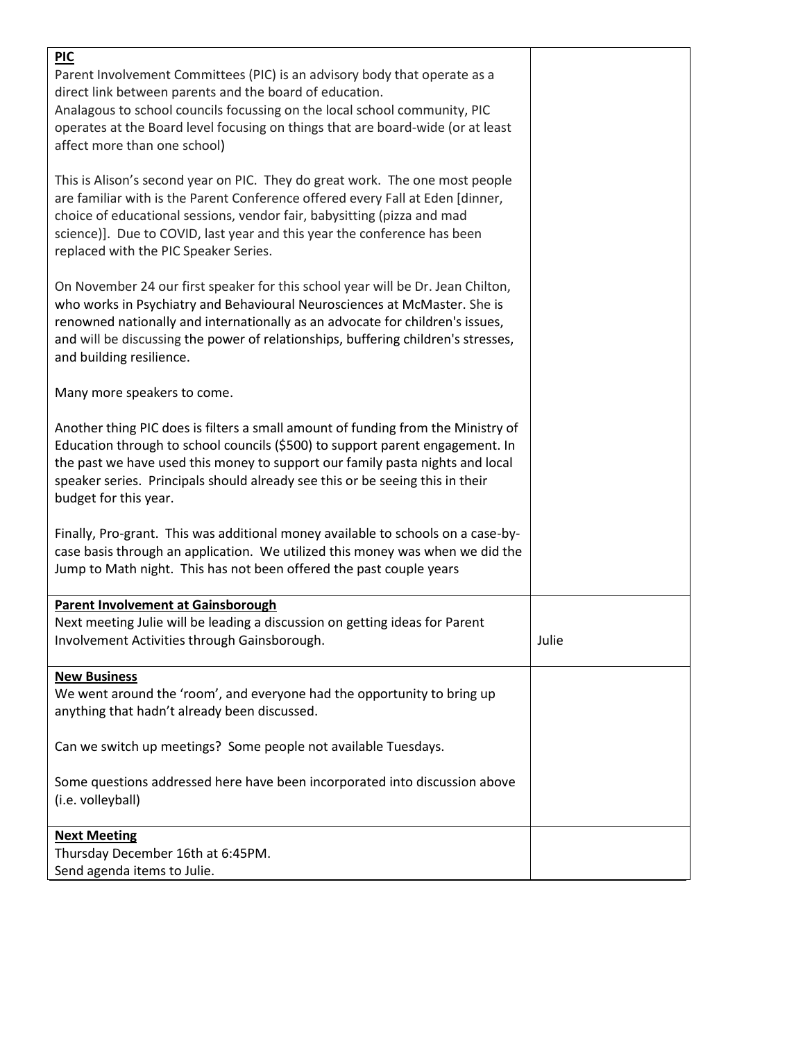| | |
|---|---|
| **PIC**<br>Parent Involvement Committees (PIC) is an advisory body that operate as a direct link between parents and the board of education.<br>Analagous to school councils focussing on the local school community, PIC operates at the Board level focusing on things that are board-wide (or at least affect more than one school)<br><br>This is Alison's second year on PIC. They do great work. The one most people are familiar with is the Parent Conference offered every Fall at Eden [dinner, choice of educational sessions, vendor fair, babysitting (pizza and mad science)]. Due to COVID, last year and this year the conference has been replaced with the PIC Speaker Series.<br><br>On November 24 our first speaker for this school year will be Dr. Jean Chilton, who works in Psychiatry and Behavioural Neurosciences at McMaster. She is renowned nationally and internationally as an advocate for children's issues, and will be discussing the power of relationships, buffering children's stresses, and building resilience.<br><br>Many more speakers to come.<br><br>Another thing PIC does is filters a small amount of funding from the Ministry of Education through to school councils ($500) to support parent engagement. In the past we have used this money to support our family pasta nights and local speaker series. Principals should already see this or be seeing this in their budget for this year.<br><br>Finally, Pro-grant. This was additional money available to schools on a case-by-case basis through an application. We utilized this money was when we did the Jump to Math night. This has not been offered the past couple years | |
| **Parent Involvement at Gainsborough**<br>Next meeting Julie will be leading a discussion on getting ideas for Parent Involvement Activities through Gainsborough. | Julie |
| **New Business**<br>We went around the 'room', and everyone had the opportunity to bring up anything that hadn't already been discussed.<br><br>Can we switch up meetings? Some people not available Tuesdays.<br><br>Some questions addressed here have been incorporated into discussion above (i.e. volleyball) | |
| **Next Meeting**<br>Thursday December 16th at 6:45PM.<br>Send agenda items to Julie. | |